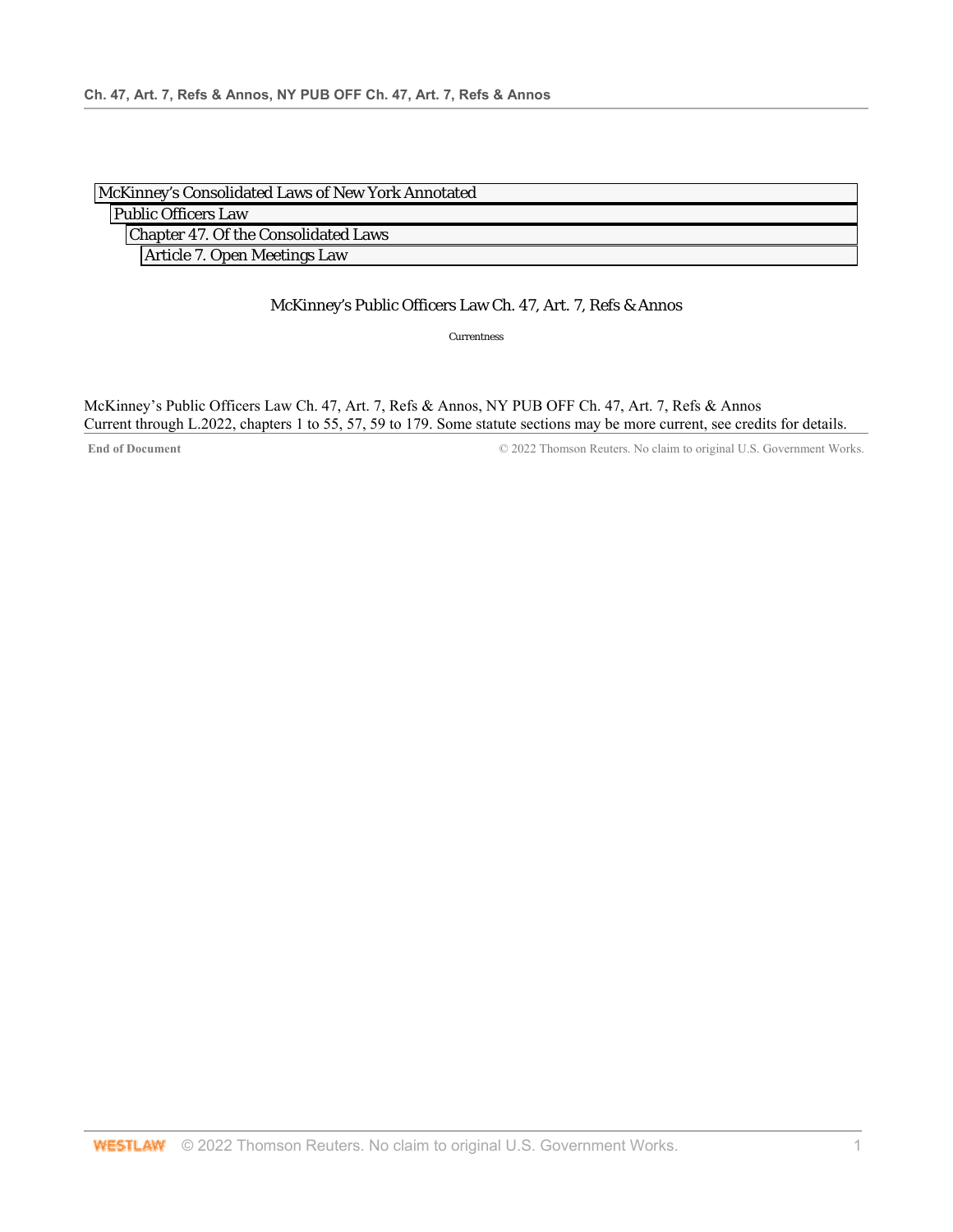McKinney's Consolidated Laws of New York Annotated

Public Officers Law

Chapter 47. Of the Consolidated Laws

Article 7. Open Meetings Law

# McKinney's Public Officers Law Ch. 47, Art. 7, Refs & Annos

*Currentness*

McKinney's Public Officers Law Ch. 47, Art. 7, Refs & Annos, NY PUB OFF Ch. 47, Art. 7, Refs & Annos
Current through L.2022, chapters 1 to 55, 57, 59 to 179. Some statute sections may be more current, see credits for details.

**End of Document** © 2022 Thomson Reuters. No claim to original U.S. Government Works.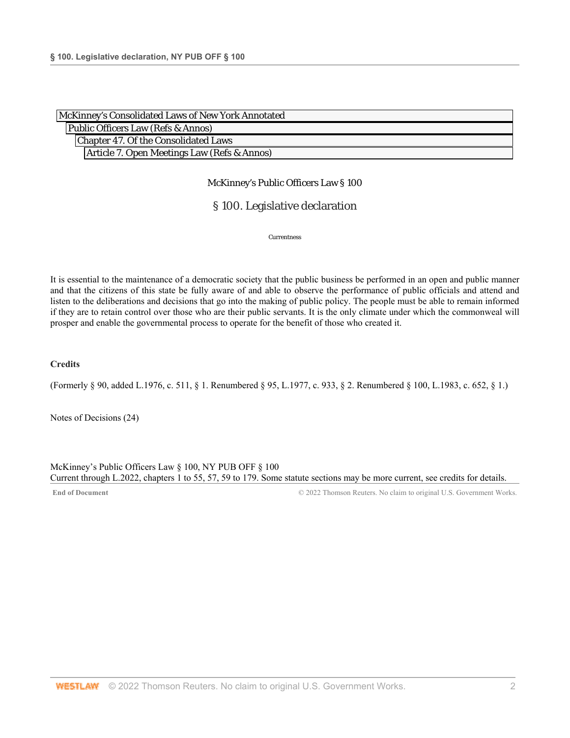McKinney's Consolidated Laws of New York Annotated
Public Officers Law (Refs & Annos)
Chapter 47. Of the Consolidated Laws
Article 7. Open Meetings Law (Refs & Annos)

McKinney's Public Officers Law § 100

# § 100. Legislative declaration

Currentness

It is essential to the maintenance of a democratic society that the public business be performed in an open and public manner and that the citizens of this state be fully aware of and able to observe the performance of public officials and attend and listen to the deliberations and decisions that go into the making of public policy. The people must be able to remain informed if they are to retain control over those who are their public servants. It is the only climate under which the commonweal will prosper and enable the governmental process to operate for the benefit of those who created it.

**Credits**

(Formerly § 90, added L.1976, c. 511, § 1. Renumbered § 95, L.1977, c. 933, § 2. Renumbered § 100, L.1983, c. 652, § 1.)

Notes of Decisions (24)

McKinney's Public Officers Law § 100, NY PUB OFF § 100
Current through L.2022, chapters 1 to 55, 57, 59 to 179. Some statute sections may be more current, see credits for details.

End of Document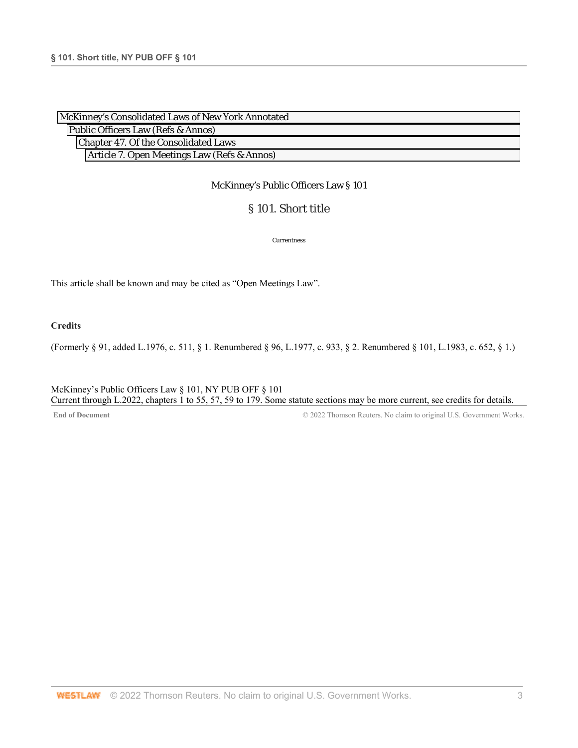McKinney's Consolidated Laws of New York Annotated
Public Officers Law (Refs & Annos)
Chapter 47. Of the Consolidated Laws
Article 7. Open Meetings Law (Refs & Annos)

McKinney's Public Officers Law § 101

# § 101. Short title

Currentness

This article shall be known and may be cited as "Open Meetings Law".

**Credits**

(Formerly § 91, added L.1976, c. 511, § 1. Renumbered § 96, L.1977, c. 933, § 2. Renumbered § 101, L.1983, c. 652, § 1.)

McKinney's Public Officers Law § 101, NY PUB OFF § 101
Current through L.2022, chapters 1 to 55, 57, 59 to 179. Some statute sections may be more current, see credits for details.

End of Document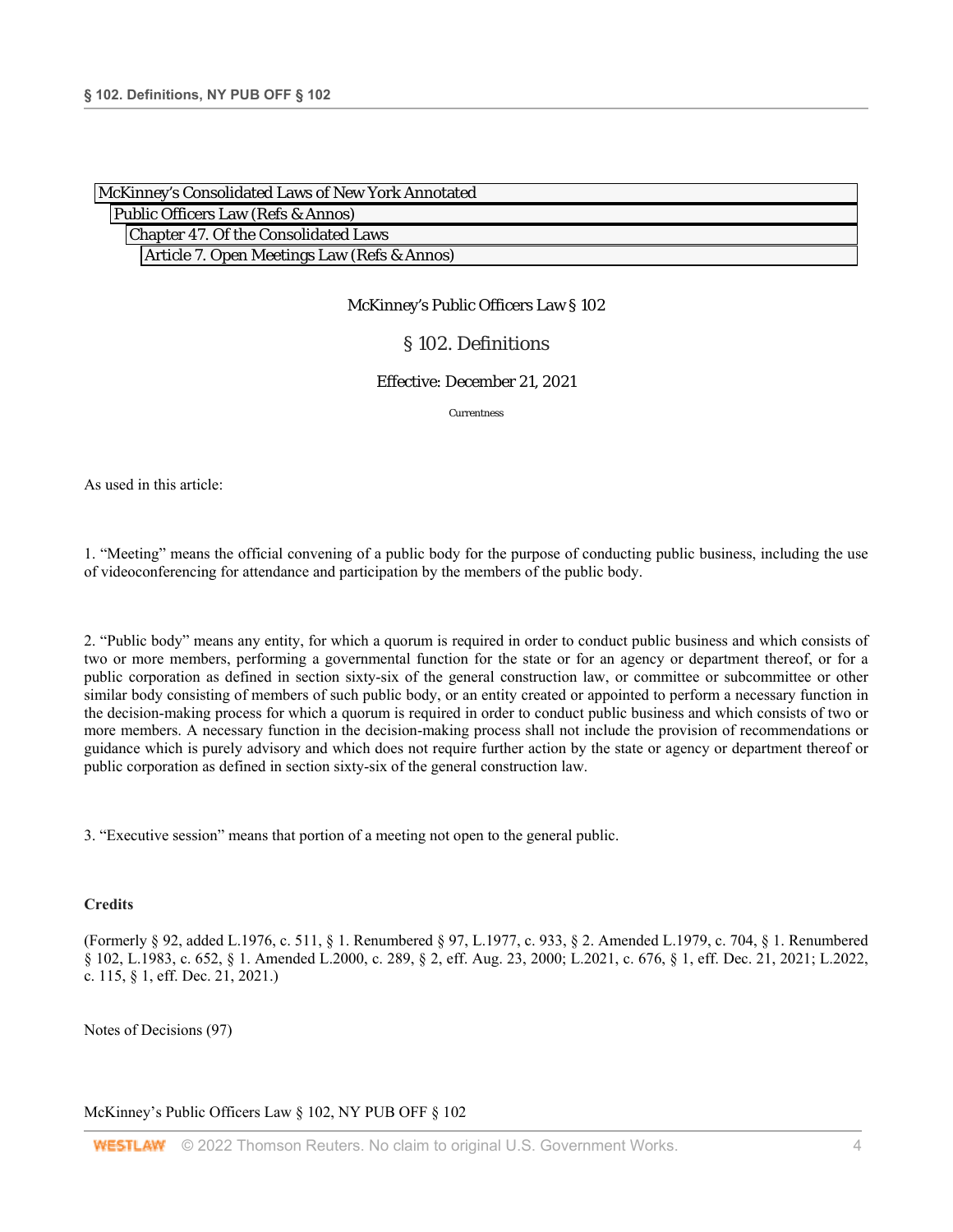McKinney's Consolidated Laws of New York Annotated
Public Officers Law (Refs & Annos)
Chapter 47. Of the Consolidated Laws
Article 7. Open Meetings Law (Refs & Annos)

McKinney's Public Officers Law § 102

# § 102. Definitions

Effective: December 21, 2021

Currentness

As used in this article:

1. "Meeting" means the official convening of a public body for the purpose of conducting public business, including the use of videoconferencing for attendance and participation by the members of the public body.

2. "Public body" means any entity, for which a quorum is required in order to conduct public business and which consists of two or more members, performing a governmental function for the state or for an agency or department thereof, or for a public corporation as defined in section sixty-six of the general construction law, or committee or subcommittee or other similar body consisting of members of such public body, or an entity created or appointed to perform a necessary function in the decision-making process for which a quorum is required in order to conduct public business and which consists of two or more members. A necessary function in the decision-making process shall not include the provision of recommendations or guidance which is purely advisory and which does not require further action by the state or agency or department thereof or public corporation as defined in section sixty-six of the general construction law.

3. "Executive session" means that portion of a meeting not open to the general public.

**Credits**

(Formerly § 92, added L.1976, c. 511, § 1. Renumbered § 97, L.1977, c. 933, § 2. Amended L.1979, c. 704, § 1. Renumbered § 102, L.1983, c. 652, § 1. Amended L.2000, c. 289, § 2, eff. Aug. 23, 2000; L.2021, c. 676, § 1, eff. Dec. 21, 2021; L.2022, c. 115, § 1, eff. Dec. 21, 2021.)

Notes of Decisions (97)

McKinney's Public Officers Law § 102, NY PUB OFF § 102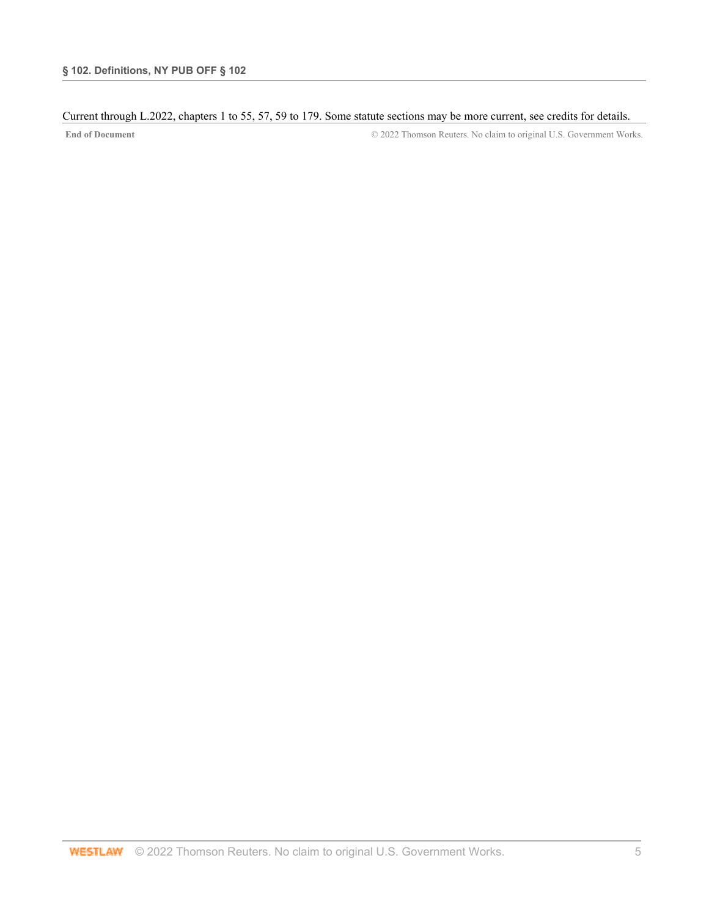Current through L.2022, chapters 1 to 55, 57, 59 to 179. Some statute sections may be more current, see credits for details.

**End of Document** © 2022 Thomson Reuters. No claim to original U.S. Government Works.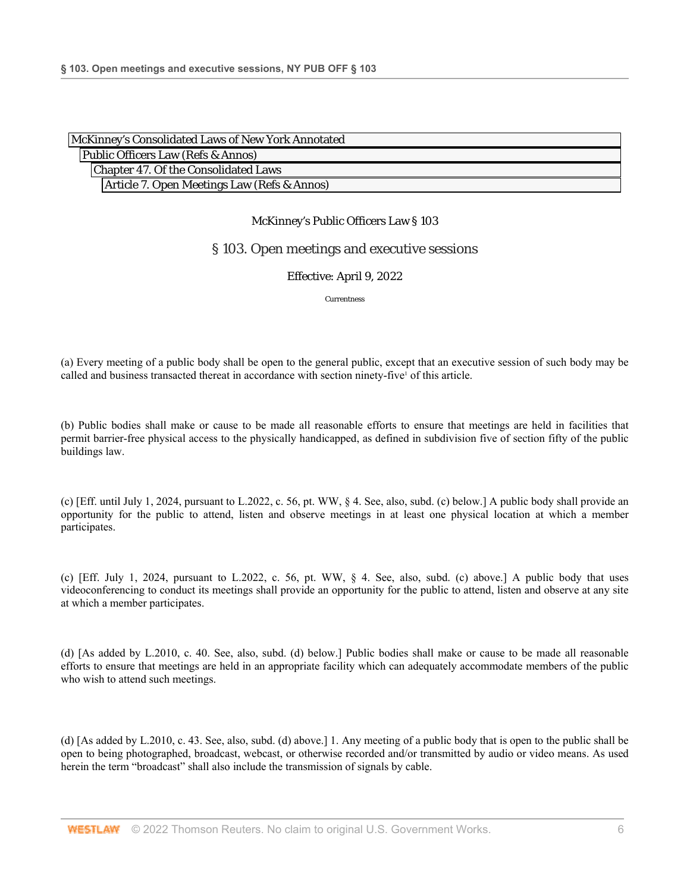McKinney's Consolidated Laws of New York Annotated
Public Officers Law (Refs & Annos)
Chapter 47. Of the Consolidated Laws
Article 7. Open Meetings Law (Refs & Annos)

McKinney's Public Officers Law § 103

# § 103. Open meetings and executive sessions

Effective: April 9, 2022

Currentness

(a) Every meeting of a public body shall be open to the general public, except that an executive session of such body may be called and business transacted thereat in accordance with section ninety-five[1] of this article.

(b) Public bodies shall make or cause to be made all reasonable efforts to ensure that meetings are held in facilities that permit barrier-free physical access to the physically handicapped, as defined in subdivision five of section fifty of the public buildings law.

(c) [Eff. until July 1, 2024, pursuant to L.2022, c. 56, pt. WW, § 4. See, also, subd. (c) below.] A public body shall provide an opportunity for the public to attend, listen and observe meetings in at least one physical location at which a member participates.

(c) [Eff. July 1, 2024, pursuant to L.2022, c. 56, pt. WW, § 4. See, also, subd. (c) above.] A public body that uses videoconferencing to conduct its meetings shall provide an opportunity for the public to attend, listen and observe at any site at which a member participates.

(d) [As added by L.2010, c. 40. See, also, subd. (d) below.] Public bodies shall make or cause to be made all reasonable efforts to ensure that meetings are held in an appropriate facility which can adequately accommodate members of the public who wish to attend such meetings.

(d) [As added by L.2010, c. 43. See, also, subd. (d) above.] 1. Any meeting of a public body that is open to the public shall be open to being photographed, broadcast, webcast, or otherwise recorded and/or transmitted by audio or video means. As used herein the term "broadcast" shall also include the transmission of signals by cable.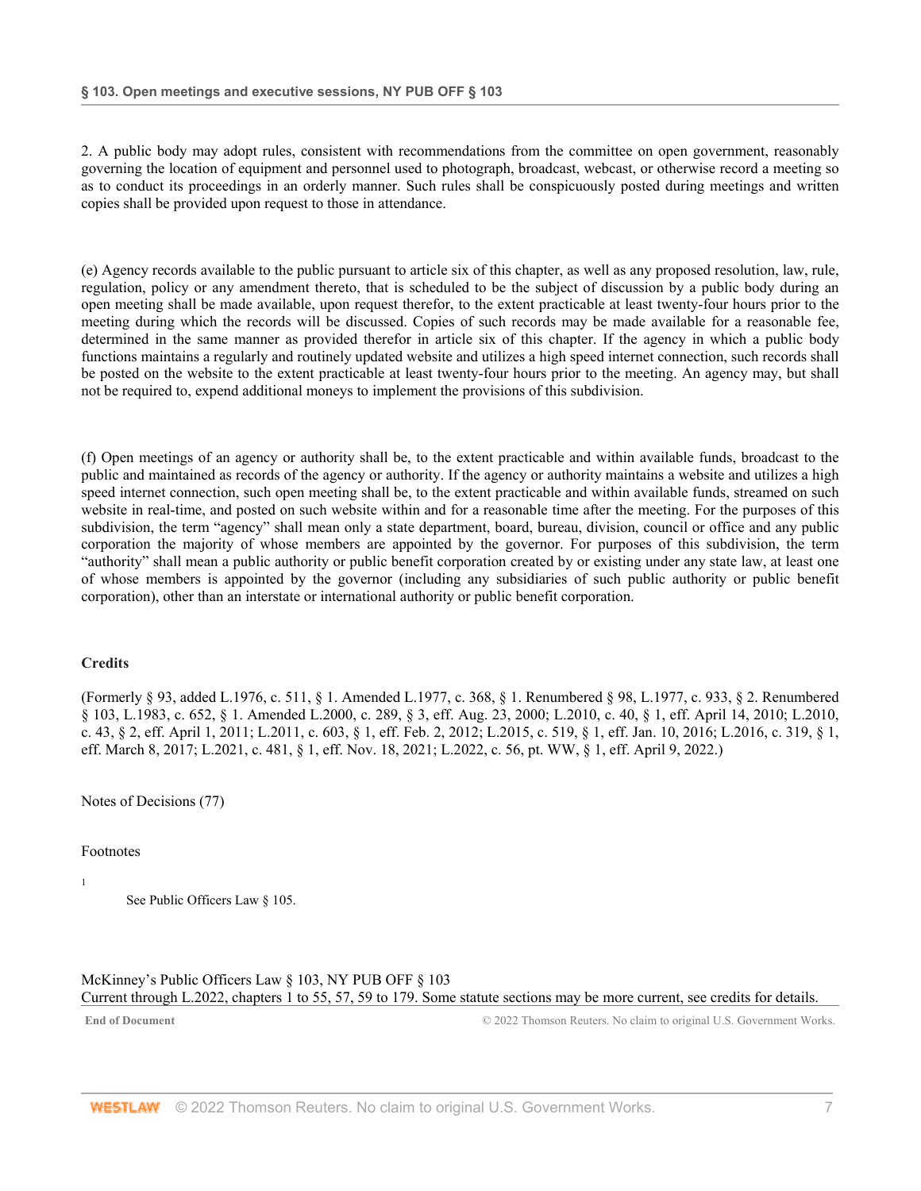2. A public body may adopt rules, consistent with recommendations from the committee on open government, reasonably governing the location of equipment and personnel used to photograph, broadcast, webcast, or otherwise record a meeting so as to conduct its proceedings in an orderly manner. Such rules shall be conspicuously posted during meetings and written copies shall be provided upon request to those in attendance.

(e) Agency records available to the public pursuant to article six of this chapter, as well as any proposed resolution, law, rule, regulation, policy or any amendment thereto, that is scheduled to be the subject of discussion by a public body during an open meeting shall be made available, upon request therefor, to the extent practicable at least twenty-four hours prior to the meeting during which the records will be discussed. Copies of such records may be made available for a reasonable fee, determined in the same manner as provided therefor in article six of this chapter. If the agency in which a public body functions maintains a regularly and routinely updated website and utilizes a high speed internet connection, such records shall be posted on the website to the extent practicable at least twenty-four hours prior to the meeting. An agency may, but shall not be required to, expend additional moneys to implement the provisions of this subdivision.

(f) Open meetings of an agency or authority shall be, to the extent practicable and within available funds, broadcast to the public and maintained as records of the agency or authority. If the agency or authority maintains a website and utilizes a high speed internet connection, such open meeting shall be, to the extent practicable and within available funds, streamed on such website in real-time, and posted on such website within and for a reasonable time after the meeting. For the purposes of this subdivision, the term "agency" shall mean only a state department, board, bureau, division, council or office and any public corporation the majority of whose members are appointed by the governor. For purposes of this subdivision, the term "authority" shall mean a public authority or public benefit corporation created by or existing under any state law, at least one of whose members is appointed by the governor (including any subsidiaries of such public authority or public benefit corporation), other than an interstate or international authority or public benefit corporation.

**Credits**

(Formerly § 93, added L.1976, c. 511, § 1. Amended L.1977, c. 368, § 1. Renumbered § 98, L.1977, c. 933, § 2. Renumbered § 103, L.1983, c. 652, § 1. Amended L.2000, c. 289, § 3, eff. Aug. 23, 2000; L.2010, c. 40, § 1, eff. April 14, 2010; L.2010, c. 43, § 2, eff. April 1, 2011; L.2011, c. 603, § 1, eff. Feb. 2, 2012; L.2015, c. 519, § 1, eff. Jan. 10, 2016; L.2016, c. 319, § 1, eff. March 8, 2017; L.2021, c. 481, § 1, eff. Nov. 18, 2021; L.2022, c. 56, pt. WW, § 1, eff. April 9, 2022.)

Notes of Decisions (77)

Footnotes

1 See Public Officers Law § 105.

McKinney's Public Officers Law § 103, NY PUB OFF § 103
Current through L.2022, chapters 1 to 55, 57, 59 to 179. Some statute sections may be more current, see credits for details.

**End of Document** © 2022 Thomson Reuters. No claim to original U.S. Government Works.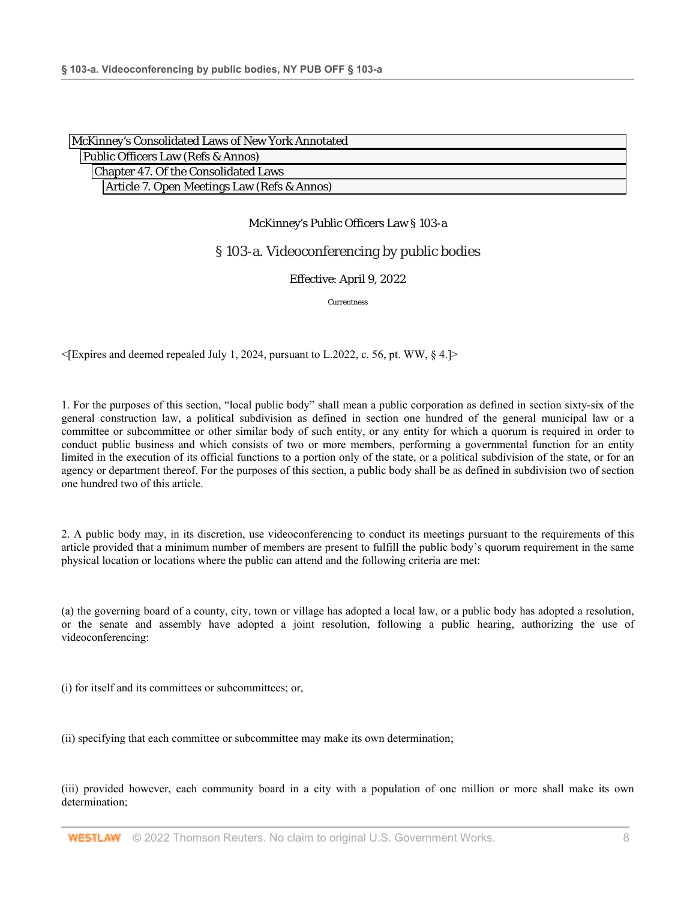McKinney's Consolidated Laws of New York Annotated
Public Officers Law (Refs & Annos)
Chapter 47. Of the Consolidated Laws
Article 7. Open Meetings Law (Refs & Annos)

McKinney's Public Officers Law § 103-a

## § 103-a. Videoconferencing by public bodies

Effective: April 9, 2022

Currentness

<[Expires and deemed repealed July 1, 2024, pursuant to L.2022, c. 56, pt. WW, § 4.]>

1. For the purposes of this section, "local public body" shall mean a public corporation as defined in section sixty-six of the general construction law, a political subdivision as defined in section one hundred of the general municipal law or a committee or subcommittee or other similar body of such entity, or any entity for which a quorum is required in order to conduct public business and which consists of two or more members, performing a governmental function for an entity limited in the execution of its official functions to a portion only of the state, or a political subdivision of the state, or for an agency or department thereof. For the purposes of this section, a public body shall be as defined in subdivision two of section one hundred two of this article.

2. A public body may, in its discretion, use videoconferencing to conduct its meetings pursuant to the requirements of this article provided that a minimum number of members are present to fulfill the public body's quorum requirement in the same physical location or locations where the public can attend and the following criteria are met:

(a) the governing board of a county, city, town or village has adopted a local law, or a public body has adopted a resolution, or the senate and assembly have adopted a joint resolution, following a public hearing, authorizing the use of videoconferencing:

(i) for itself and its committees or subcommittees; or,

(ii) specifying that each committee or subcommittee may make its own determination;

(iii) provided however, each community board in a city with a population of one million or more shall make its own determination;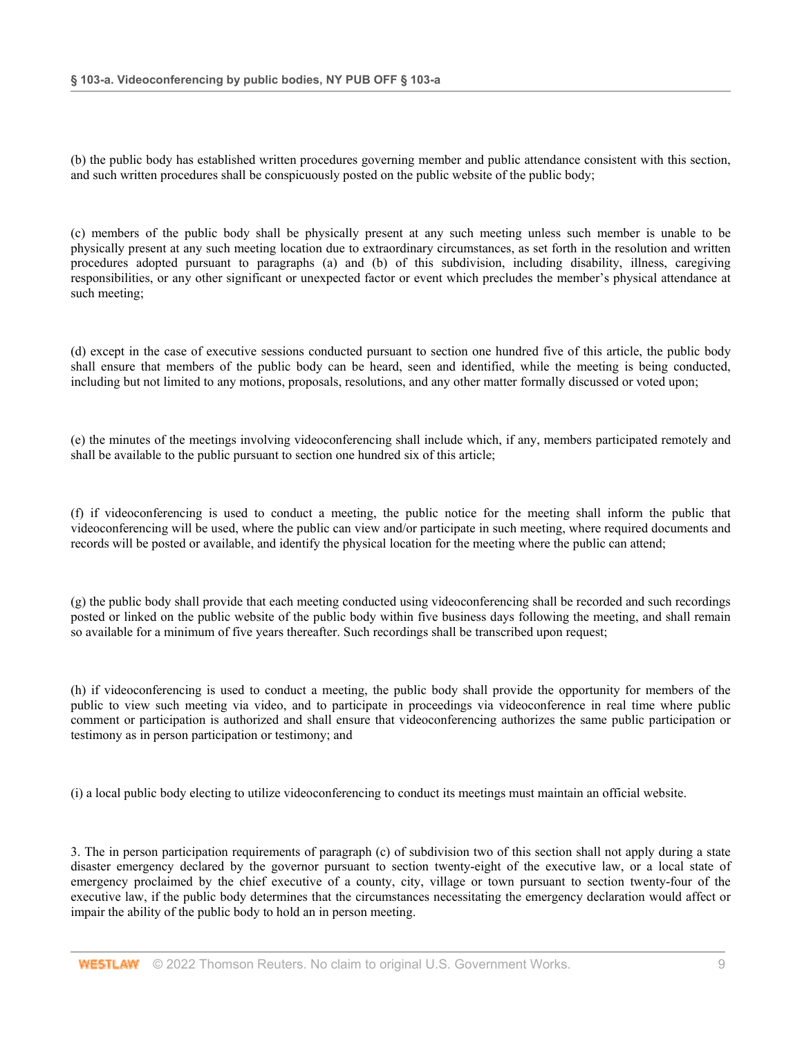(b) the public body has established written procedures governing member and public attendance consistent with this section, and such written procedures shall be conspicuously posted on the public website of the public body;

(c) members of the public body shall be physically present at any such meeting unless such member is unable to be physically present at any such meeting location due to extraordinary circumstances, as set forth in the resolution and written procedures adopted pursuant to paragraphs (a) and (b) of this subdivision, including disability, illness, caregiving responsibilities, or any other significant or unexpected factor or event which precludes the member's physical attendance at such meeting;

(d) except in the case of executive sessions conducted pursuant to section one hundred five of this article, the public body shall ensure that members of the public body can be heard, seen and identified, while the meeting is being conducted, including but not limited to any motions, proposals, resolutions, and any other matter formally discussed or voted upon;

(e) the minutes of the meetings involving videoconferencing shall include which, if any, members participated remotely and shall be available to the public pursuant to section one hundred six of this article;

(f) if videoconferencing is used to conduct a meeting, the public notice for the meeting shall inform the public that videoconferencing will be used, where the public can view and/or participate in such meeting, where required documents and records will be posted or available, and identify the physical location for the meeting where the public can attend;

(g) the public body shall provide that each meeting conducted using videoconferencing shall be recorded and such recordings posted or linked on the public website of the public body within five business days following the meeting, and shall remain so available for a minimum of five years thereafter. Such recordings shall be transcribed upon request;

(h) if videoconferencing is used to conduct a meeting, the public body shall provide the opportunity for members of the public to view such meeting via video, and to participate in proceedings via videoconference in real time where public comment or participation is authorized and shall ensure that videoconferencing authorizes the same public participation or testimony as in person participation or testimony; and

(i) a local public body electing to utilize videoconferencing to conduct its meetings must maintain an official website.

3. The in person participation requirements of paragraph (c) of subdivision two of this section shall not apply during a state disaster emergency declared by the governor pursuant to section twenty-eight of the executive law, or a local state of emergency proclaimed by the chief executive of a county, city, village or town pursuant to section twenty-four of the executive law, if the public body determines that the circumstances necessitating the emergency declaration would affect or impair the ability of the public body to hold an in person meeting.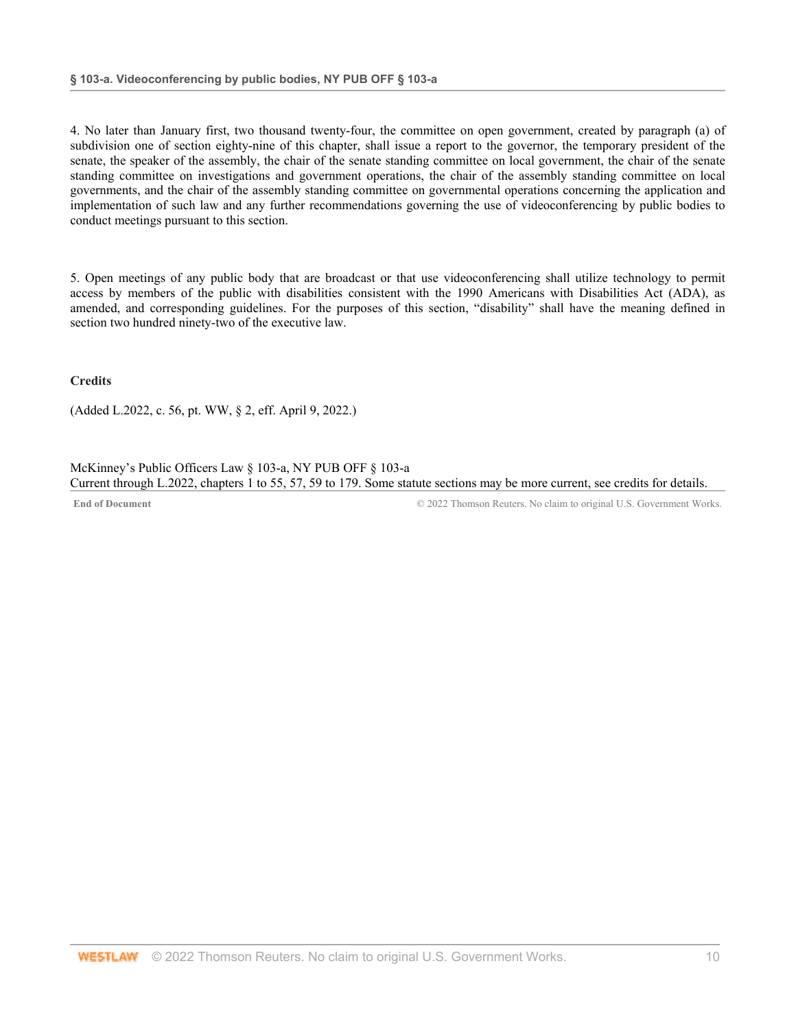4. No later than January first, two thousand twenty-four, the committee on open government, created by paragraph (a) of subdivision one of section eighty-nine of this chapter, shall issue a report to the governor, the temporary president of the senate, the speaker of the assembly, the chair of the senate standing committee on local government, the chair of the senate standing committee on investigations and government operations, the chair of the assembly standing committee on local governments, and the chair of the assembly standing committee on governmental operations concerning the application and implementation of such law and any further recommendations governing the use of videoconferencing by public bodies to conduct meetings pursuant to this section.

5. Open meetings of any public body that are broadcast or that use videoconferencing shall utilize technology to permit access by members of the public with disabilities consistent with the 1990 Americans with Disabilities Act (ADA), as amended, and corresponding guidelines. For the purposes of this section, "disability" shall have the meaning defined in section two hundred ninety-two of the executive law.

**Credits**

(Added L.2022, c. 56, pt. WW, § 2, eff. April 9, 2022.)

McKinney's Public Officers Law § 103-a, NY PUB OFF § 103-a
Current through L.2022, chapters 1 to 55, 57, 59 to 179. Some statute sections may be more current, see credits for details.

**End of Document** © 2022 Thomson Reuters. No claim to original U.S. Government Works.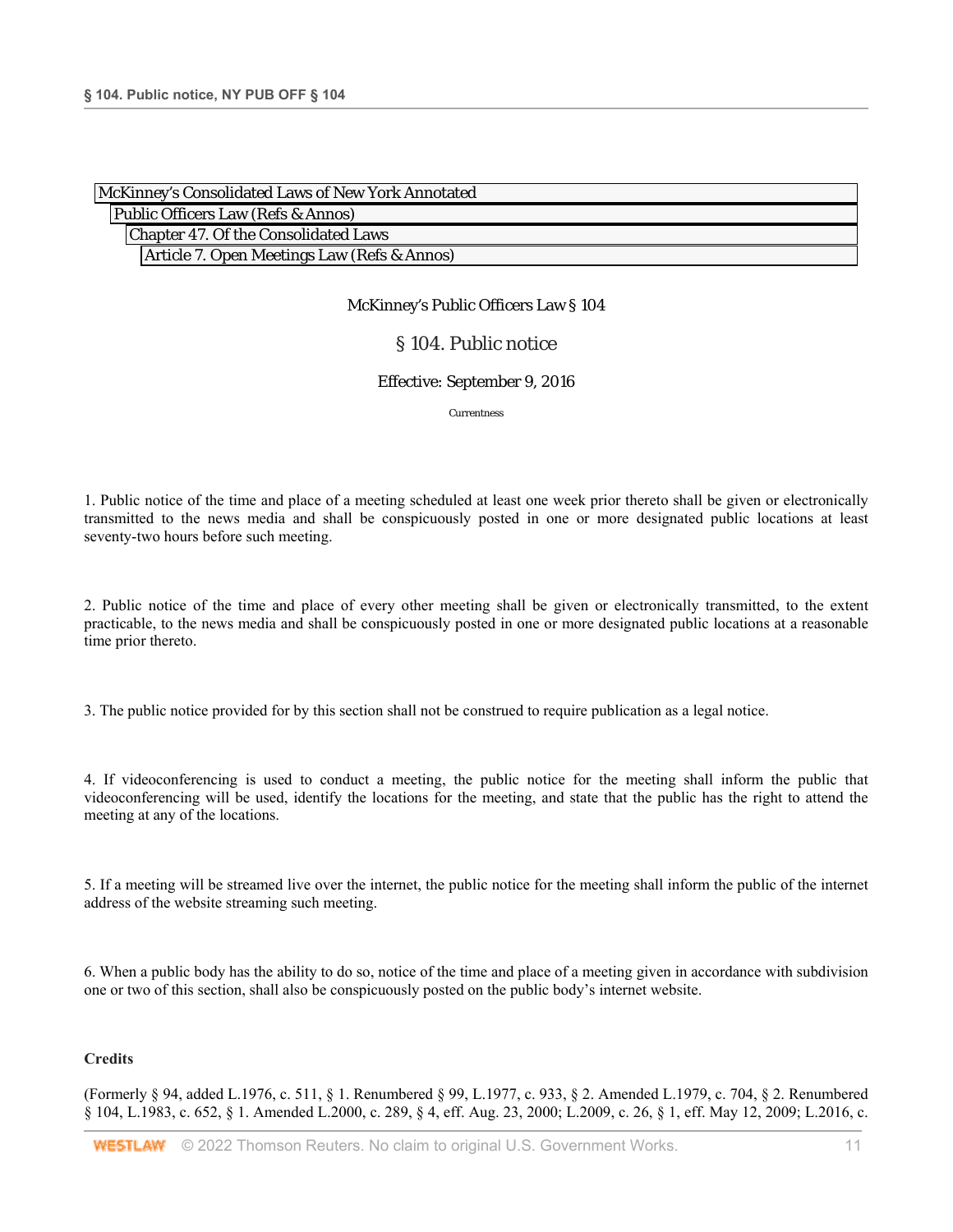McKinney's Consolidated Laws of New York Annotated
Public Officers Law (Refs & Annos)
Chapter 47. Of the Consolidated Laws
Article 7. Open Meetings Law (Refs & Annos)

McKinney's Public Officers Law § 104

# § 104. Public notice

Effective: September 9, 2016

Currentness

1. Public notice of the time and place of a meeting scheduled at least one week prior thereto shall be given or electronically transmitted to the news media and shall be conspicuously posted in one or more designated public locations at least seventy-two hours before such meeting.

2. Public notice of the time and place of every other meeting shall be given or electronically transmitted, to the extent practicable, to the news media and shall be conspicuously posted in one or more designated public locations at a reasonable time prior thereto.

3. The public notice provided for by this section shall not be construed to require publication as a legal notice.

4. If videoconferencing is used to conduct a meeting, the public notice for the meeting shall inform the public that videoconferencing will be used, identify the locations for the meeting, and state that the public has the right to attend the meeting at any of the locations.

5. If a meeting will be streamed live over the internet, the public notice for the meeting shall inform the public of the internet address of the website streaming such meeting.

6. When a public body has the ability to do so, notice of the time and place of a meeting given in accordance with subdivision one or two of this section, shall also be conspicuously posted on the public body's internet website.

**Credits**

(Formerly § 94, added L.1976, c. 511, § 1. Renumbered § 99, L.1977, c. 933, § 2. Amended L.1979, c. 704, § 2. Renumbered § 104, L.1983, c. 652, § 1. Amended L.2000, c. 289, § 4, eff. Aug. 23, 2000; L.2009, c. 26, § 1, eff. May 12, 2009; L.2016, c.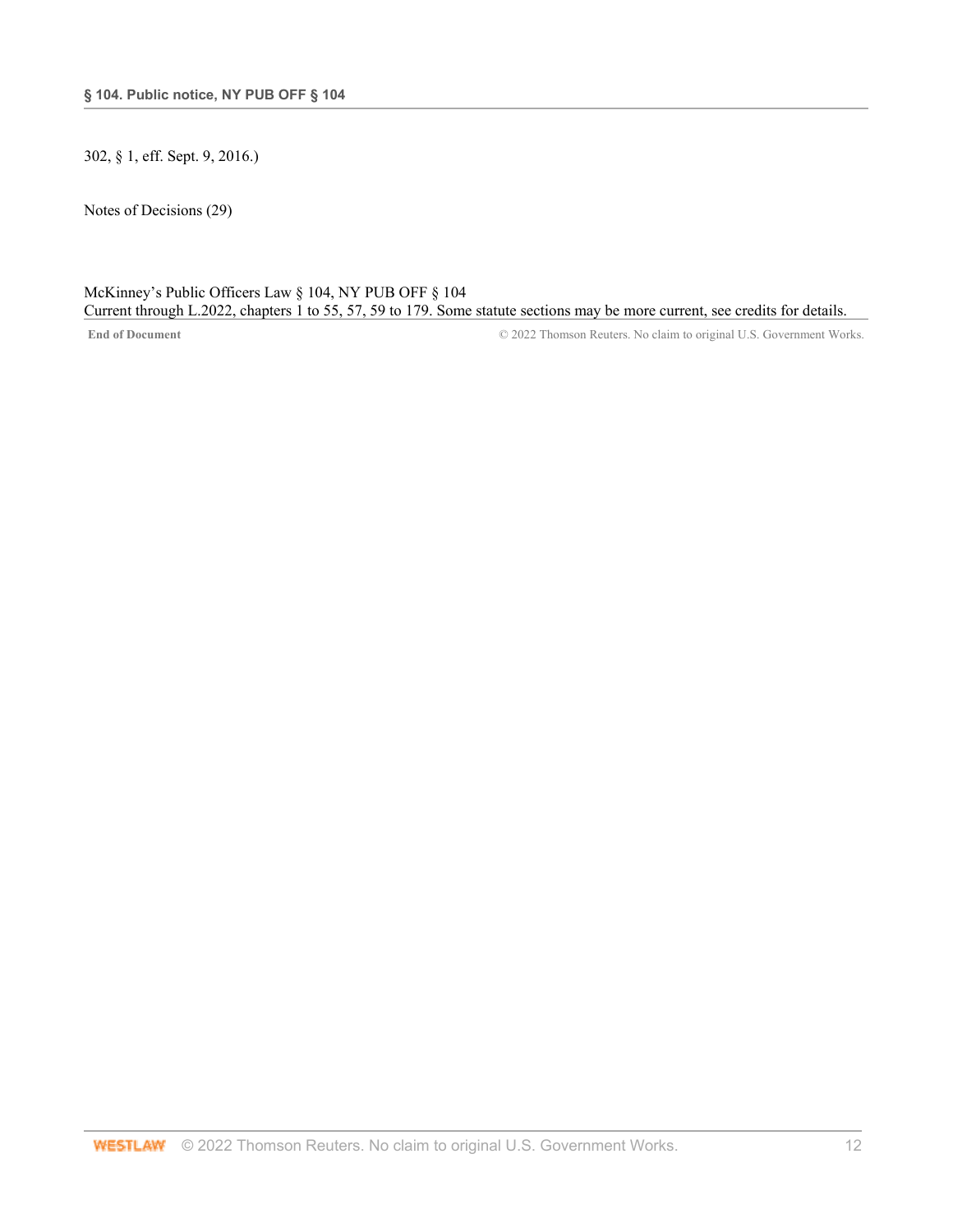302, § 1, eff. Sept. 9, 2016.)

Notes of Decisions (29)

McKinney's Public Officers Law § 104, NY PUB OFF § 104
Current through L.2022, chapters 1 to 55, 57, 59 to 179. Some statute sections may be more current, see credits for details.

**End of Document** © 2022 Thomson Reuters. No claim to original U.S. Government Works.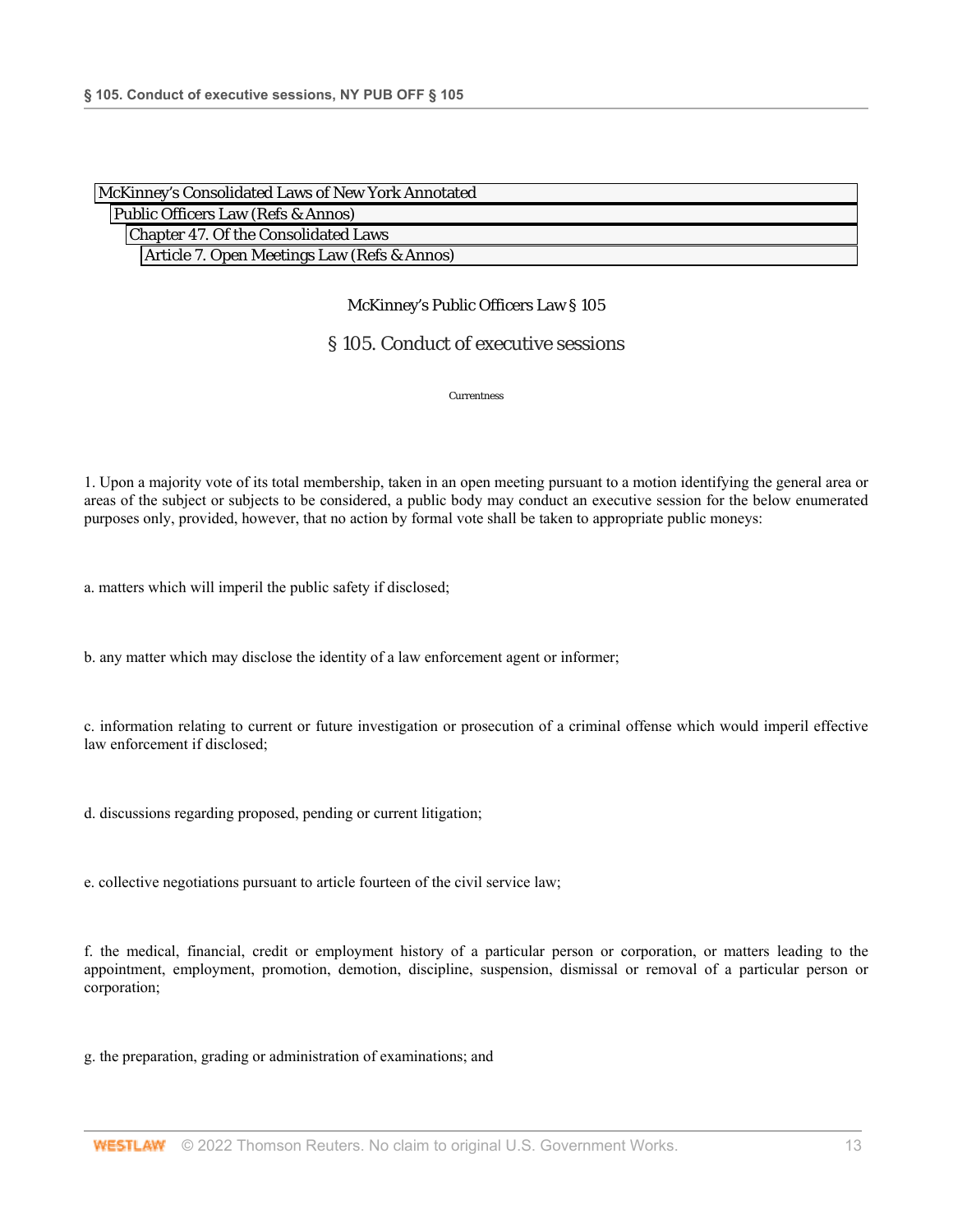McKinney's Consolidated Laws of New York Annotated
Public Officers Law (Refs & Annos)
Chapter 47. Of the Consolidated Laws
Article 7. Open Meetings Law (Refs & Annos)

McKinney's Public Officers Law § 105

# § 105. Conduct of executive sessions

Currentness

1. Upon a majority vote of its total membership, taken in an open meeting pursuant to a motion identifying the general area or areas of the subject or subjects to be considered, a public body may conduct an executive session for the below enumerated purposes only, provided, however, that no action by formal vote shall be taken to appropriate public moneys:

a. matters which will imperil the public safety if disclosed;

b. any matter which may disclose the identity of a law enforcement agent or informer;

c. information relating to current or future investigation or prosecution of a criminal offense which would imperil effective law enforcement if disclosed;

d. discussions regarding proposed, pending or current litigation;

e. collective negotiations pursuant to article fourteen of the civil service law;

f. the medical, financial, credit or employment history of a particular person or corporation, or matters leading to the appointment, employment, promotion, demotion, discipline, suspension, dismissal or removal of a particular person or corporation;

g. the preparation, grading or administration of examinations; and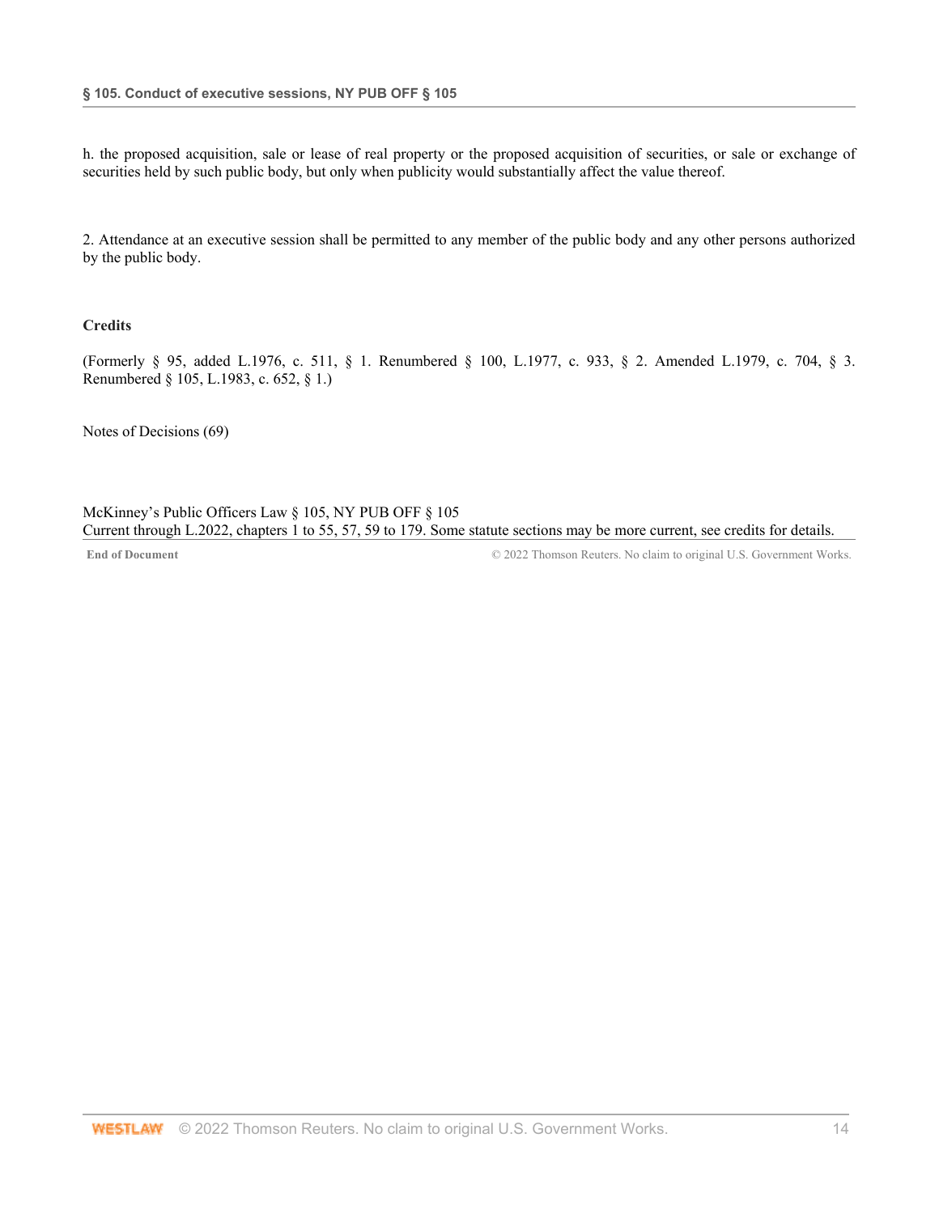h. the proposed acquisition, sale or lease of real property or the proposed acquisition of securities, or sale or exchange of securities held by such public body, but only when publicity would substantially affect the value thereof.

2. Attendance at an executive session shall be permitted to any member of the public body and any other persons authorized by the public body.

**Credits**

(Formerly § 95, added L.1976, c. 511, § 1. Renumbered § 100, L.1977, c. 933, § 2. Amended L.1979, c. 704, § 3. Renumbered § 105, L.1983, c. 652, § 1.)

Notes of Decisions (69)

McKinney's Public Officers Law § 105, NY PUB OFF § 105
Current through L.2022, chapters 1 to 55, 57, 59 to 179. Some statute sections may be more current, see credits for details.

**End of Document** © 2022 Thomson Reuters. No claim to original U.S. Government Works.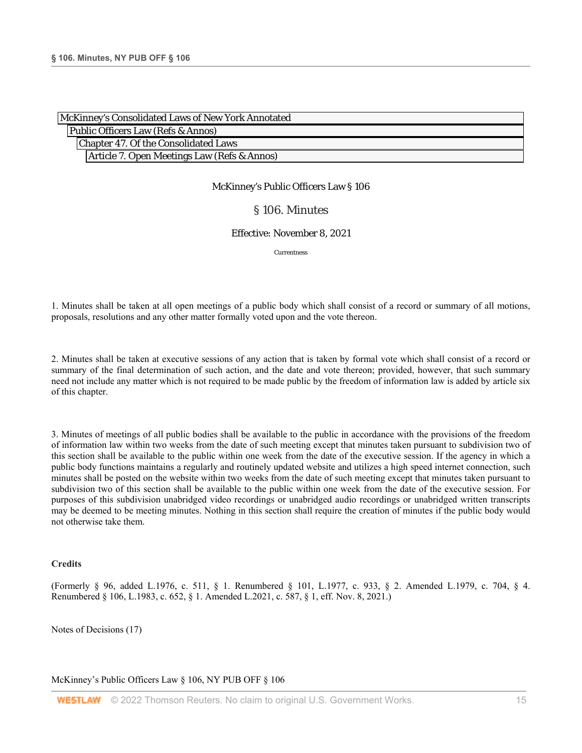McKinney's Consolidated Laws of New York Annotated
Public Officers Law (Refs & Annos)
Chapter 47. Of the Consolidated Laws
Article 7. Open Meetings Law (Refs & Annos)

McKinney's Public Officers Law § 106

# § 106. Minutes

Effective: November 8, 2021

Currentness

1. Minutes shall be taken at all open meetings of a public body which shall consist of a record or summary of all motions, proposals, resolutions and any other matter formally voted upon and the vote thereon.

2. Minutes shall be taken at executive sessions of any action that is taken by formal vote which shall consist of a record or summary of the final determination of such action, and the date and vote thereon; provided, however, that such summary need not include any matter which is not required to be made public by the freedom of information law is added by article six of this chapter.

3. Minutes of meetings of all public bodies shall be available to the public in accordance with the provisions of the freedom of information law within two weeks from the date of such meeting except that minutes taken pursuant to subdivision two of this section shall be available to the public within one week from the date of the executive session. If the agency in which a public body functions maintains a regularly and routinely updated website and utilizes a high speed internet connection, such minutes shall be posted on the website within two weeks from the date of such meeting except that minutes taken pursuant to subdivision two of this section shall be available to the public within one week from the date of the executive session. For purposes of this subdivision unabridged video recordings or unabridged audio recordings or unabridged written transcripts may be deemed to be meeting minutes. Nothing in this section shall require the creation of minutes if the public body would not otherwise take them.

**Credits**

(Formerly § 96, added L.1976, c. 511, § 1. Renumbered § 101, L.1977, c. 933, § 2. Amended L.1979, c. 704, § 4. Renumbered § 106, L.1983, c. 652, § 1. Amended L.2021, c. 587, § 1, eff. Nov. 8, 2021.)

Notes of Decisions (17)

McKinney's Public Officers Law § 106, NY PUB OFF § 106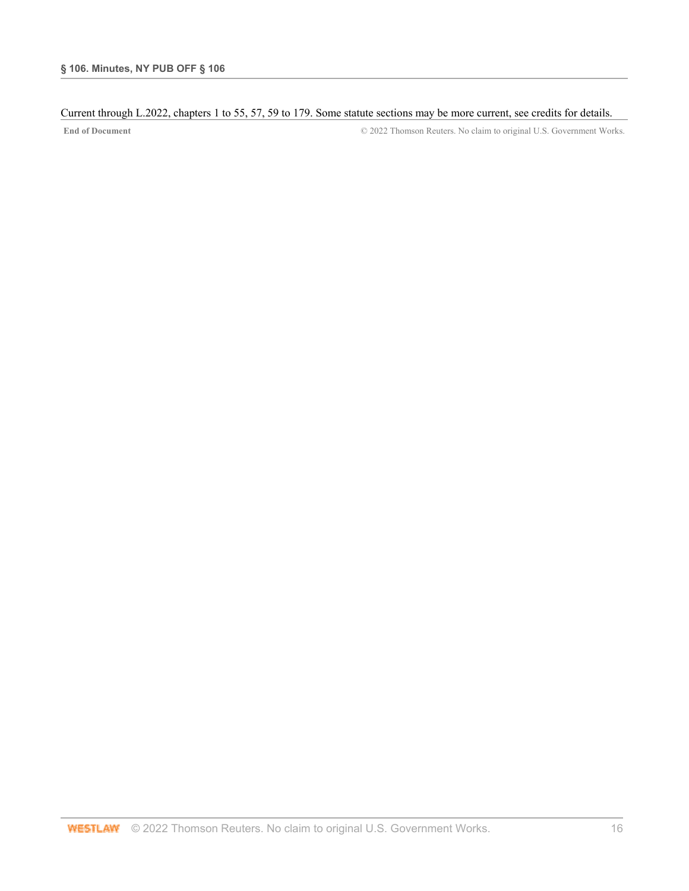Current through L.2022, chapters 1 to 55, 57, 59 to 179. Some statute sections may be more current, see credits for details.

**End of Document** © 2022 Thomson Reuters. No claim to original U.S. Government Works.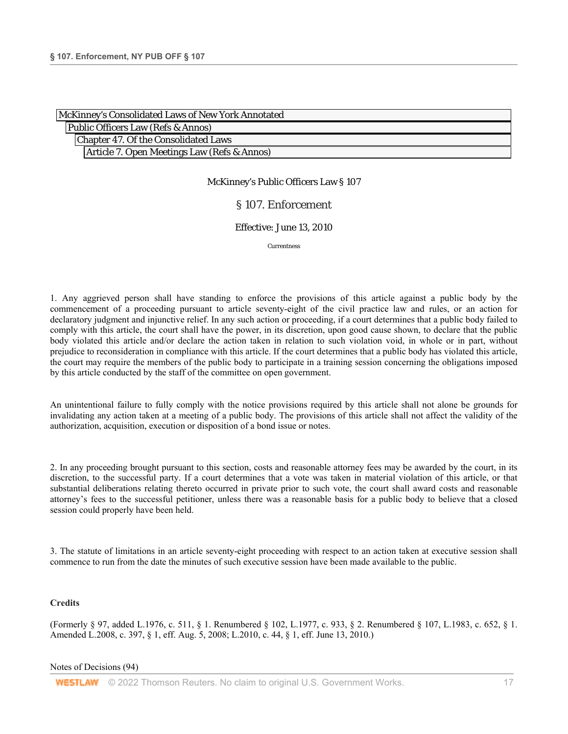McKinney's Consolidated Laws of New York Annotated
Public Officers Law (Refs & Annos)
Chapter 47. Of the Consolidated Laws
Article 7. Open Meetings Law (Refs & Annos)

McKinney's Public Officers Law § 107

# § 107. Enforcement

Effective: June 13, 2010

Currentness

1. Any aggrieved person shall have standing to enforce the provisions of this article against a public body by the commencement of a proceeding pursuant to article seventy-eight of the civil practice law and rules, or an action for declaratory judgment and injunctive relief. In any such action or proceeding, if a court determines that a public body failed to comply with this article, the court shall have the power, in its discretion, upon good cause shown, to declare that the public body violated this article and/or declare the action taken in relation to such violation void, in whole or in part, without prejudice to reconsideration in compliance with this article. If the court determines that a public body has violated this article, the court may require the members of the public body to participate in a training session concerning the obligations imposed by this article conducted by the staff of the committee on open government.

An unintentional failure to fully comply with the notice provisions required by this article shall not alone be grounds for invalidating any action taken at a meeting of a public body. The provisions of this article shall not affect the validity of the authorization, acquisition, execution or disposition of a bond issue or notes.

2. In any proceeding brought pursuant to this section, costs and reasonable attorney fees may be awarded by the court, in its discretion, to the successful party. If a court determines that a vote was taken in material violation of this article, or that substantial deliberations relating thereto occurred in private prior to such vote, the court shall award costs and reasonable attorney's fees to the successful petitioner, unless there was a reasonable basis for a public body to believe that a closed session could properly have been held.

3. The statute of limitations in an article seventy-eight proceeding with respect to an action taken at executive session shall commence to run from the date the minutes of such executive session have been made available to the public.

**Credits**

(Formerly § 97, added L.1976, c. 511, § 1. Renumbered § 102, L.1977, c. 933, § 2. Renumbered § 107, L.1983, c. 652, § 1. Amended L.2008, c. 397, § 1, eff. Aug. 5, 2008; L.2010, c. 44, § 1, eff. June 13, 2010.)

Notes of Decisions (94)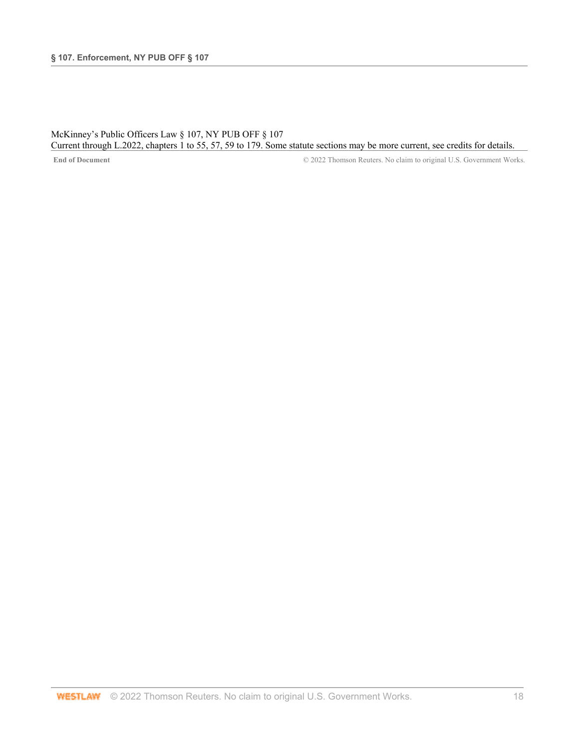McKinney's Public Officers Law § 107, NY PUB OFF § 107
Current through L.2022, chapters 1 to 55, 57, 59 to 179. Some statute sections may be more current, see credits for details.

**End of Document** © 2022 Thomson Reuters. No claim to original U.S. Government Works.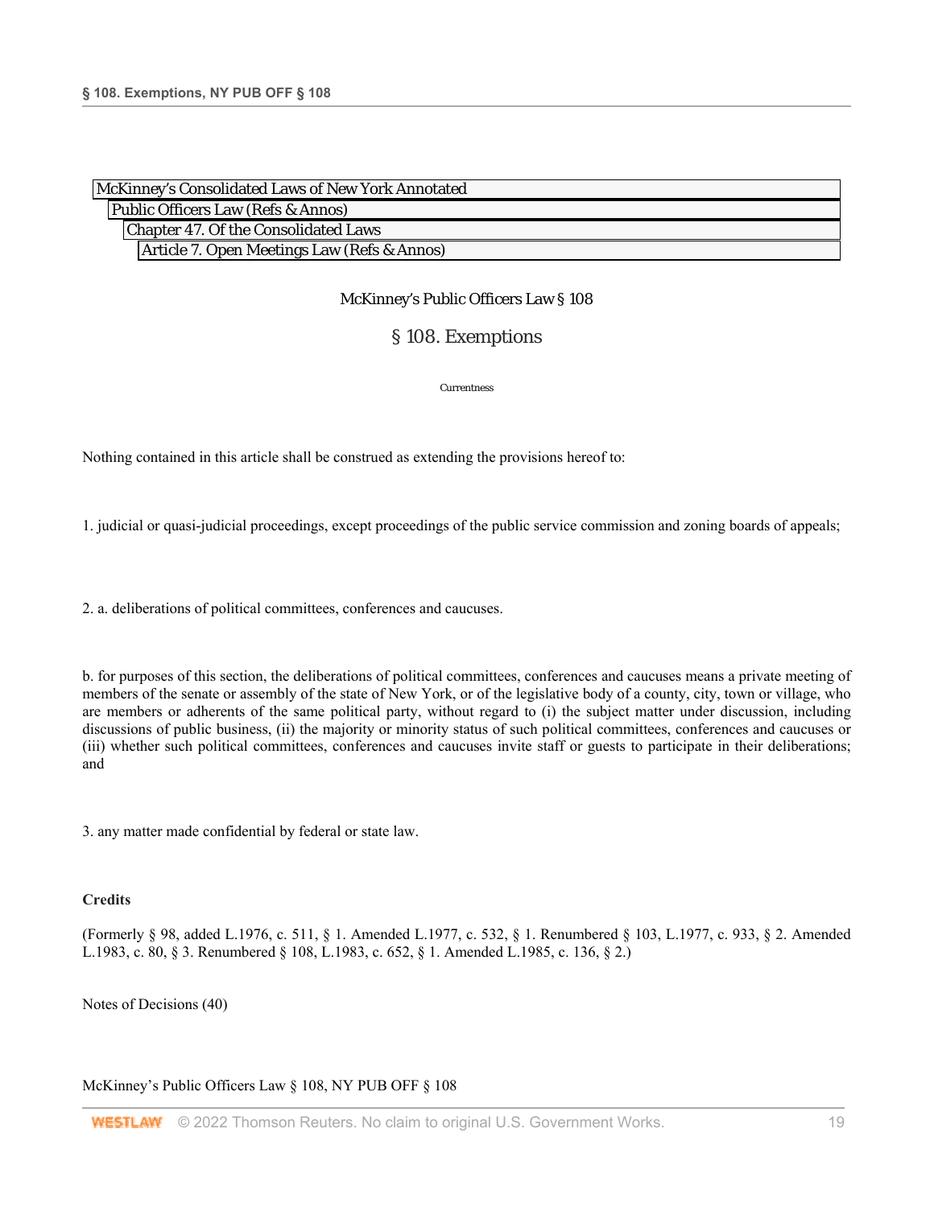McKinney's Consolidated Laws of New York Annotated
Public Officers Law (Refs & Annos)
Chapter 47. Of the Consolidated Laws
Article 7. Open Meetings Law (Refs & Annos)

McKinney's Public Officers Law § 108

# § 108. Exemptions

Currentness

Nothing contained in this article shall be construed as extending the provisions hereof to:

1. judicial or quasi-judicial proceedings, except proceedings of the public service commission and zoning boards of appeals;

2. a. deliberations of political committees, conferences and caucuses.

b. for purposes of this section, the deliberations of political committees, conferences and caucuses means a private meeting of members of the senate or assembly of the state of New York, or of the legislative body of a county, city, town or village, who are members or adherents of the same political party, without regard to (i) the subject matter under discussion, including discussions of public business, (ii) the majority or minority status of such political committees, conferences and caucuses or (iii) whether such political committees, conferences and caucuses invite staff or guests to participate in their deliberations; and

3. any matter made confidential by federal or state law.

**Credits**

(Formerly § 98, added L.1976, c. 511, § 1. Amended L.1977, c. 532, § 1. Renumbered § 103, L.1977, c. 933, § 2. Amended L.1983, c. 80, § 3. Renumbered § 108, L.1983, c. 652, § 1. Amended L.1985, c. 136, § 2.)

Notes of Decisions (40)

McKinney's Public Officers Law § 108, NY PUB OFF § 108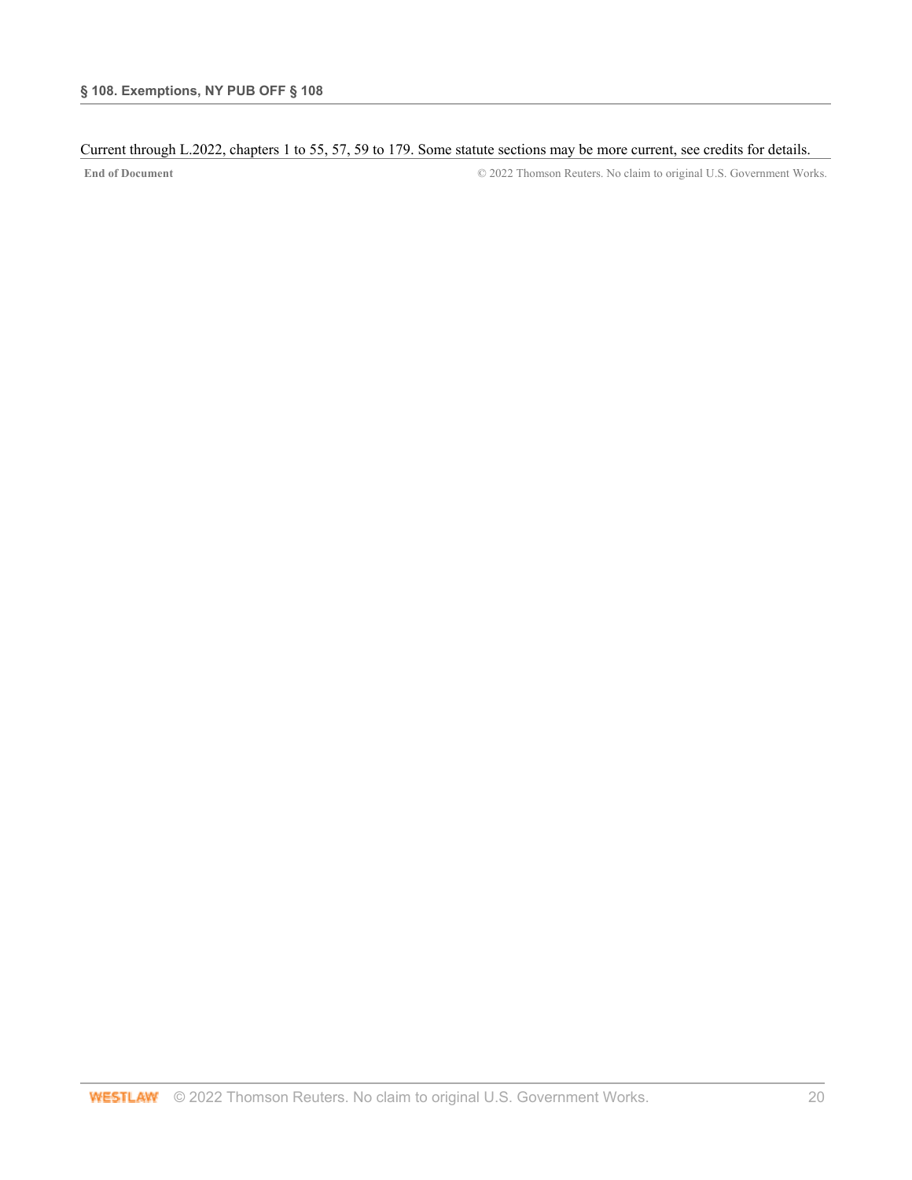Current through L.2022, chapters 1 to 55, 57, 59 to 179. Some statute sections may be more current, see credits for details.

**End of Document** © 2022 Thomson Reuters. No claim to original U.S. Government Works.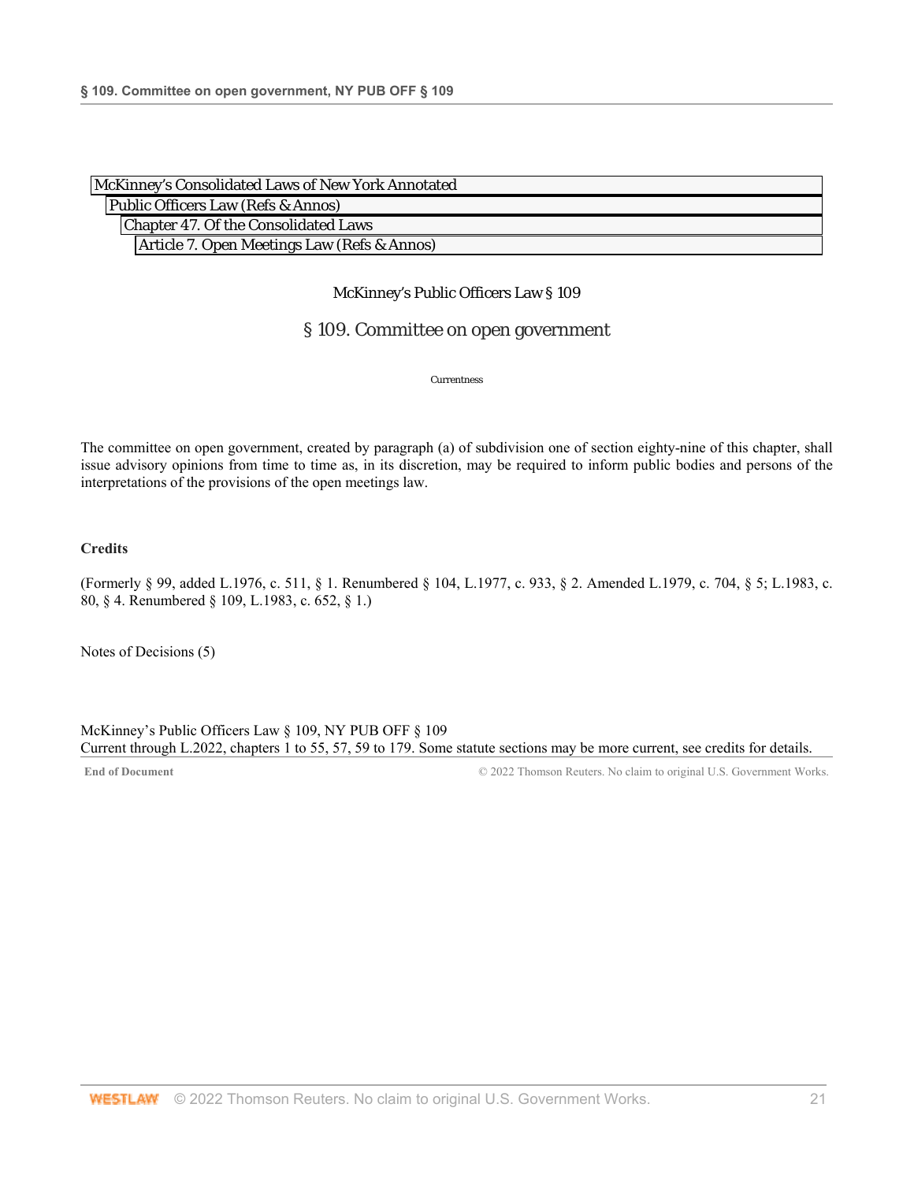McKinney's Consolidated Laws of New York Annotated
Public Officers Law (Refs & Annos)
Chapter 47. Of the Consolidated Laws
Article 7. Open Meetings Law (Refs & Annos)

McKinney's Public Officers Law § 109

# § 109. Committee on open government

Currentness

The committee on open government, created by paragraph (a) of subdivision one of section eighty-nine of this chapter, shall issue advisory opinions from time to time as, in its discretion, may be required to inform public bodies and persons of the interpretations of the provisions of the open meetings law.

**Credits**

(Formerly § 99, added L.1976, c. 511, § 1. Renumbered § 104, L.1977, c. 933, § 2. Amended L.1979, c. 704, § 5; L.1983, c. 80, § 4. Renumbered § 109, L.1983, c. 652, § 1.)

Notes of Decisions (5)

McKinney's Public Officers Law § 109, NY PUB OFF § 109
Current through L.2022, chapters 1 to 55, 57, 59 to 179. Some statute sections may be more current, see credits for details.

End of Document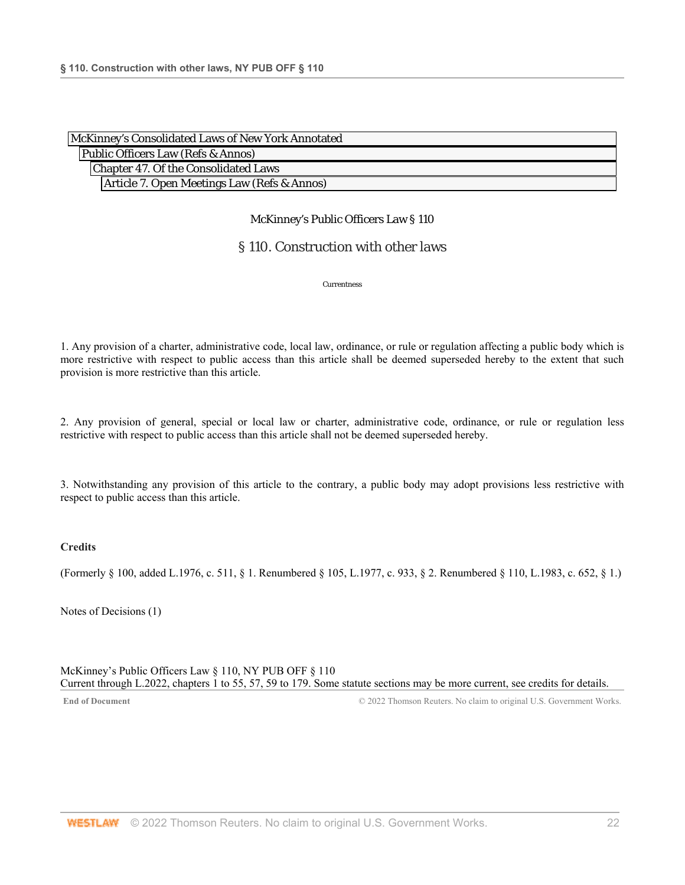McKinney's Consolidated Laws of New York Annotated
Public Officers Law (Refs & Annos)
Chapter 47. Of the Consolidated Laws
Article 7. Open Meetings Law (Refs & Annos)

McKinney's Public Officers Law § 110

## § 110. Construction with other laws

Currentness

1. Any provision of a charter, administrative code, local law, ordinance, or rule or regulation affecting a public body which is more restrictive with respect to public access than this article shall be deemed superseded hereby to the extent that such provision is more restrictive than this article.

2. Any provision of general, special or local law or charter, administrative code, ordinance, or rule or regulation less restrictive with respect to public access than this article shall not be deemed superseded hereby.

3. Notwithstanding any provision of this article to the contrary, a public body may adopt provisions less restrictive with respect to public access than this article.

**Credits**

(Formerly § 100, added L.1976, c. 511, § 1. Renumbered § 105, L.1977, c. 933, § 2. Renumbered § 110, L.1983, c. 652, § 1.)

Notes of Decisions (1)

McKinney's Public Officers Law § 110, NY PUB OFF § 110
Current through L.2022, chapters 1 to 55, 57, 59 to 179. Some statute sections may be more current, see credits for details.

**End of Document** © 2022 Thomson Reuters. No claim to original U.S. Government Works.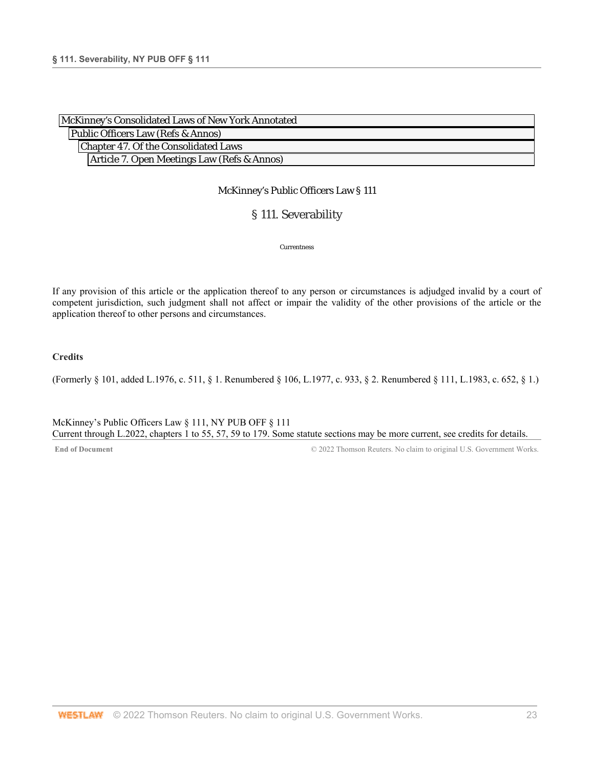McKinney's Consolidated Laws of New York Annotated
Public Officers Law (Refs & Annos)
Chapter 47. Of the Consolidated Laws
Article 7. Open Meetings Law (Refs & Annos)

McKinney's Public Officers Law § 111

# § 111. Severability

Currentness

If any provision of this article or the application thereof to any person or circumstances is adjudged invalid by a court of competent jurisdiction, such judgment shall not affect or impair the validity of the other provisions of the article or the application thereof to other persons and circumstances.

**Credits**

(Formerly § 101, added L.1976, c. 511, § 1. Renumbered § 106, L.1977, c. 933, § 2. Renumbered § 111, L.1983, c. 652, § 1.)

McKinney's Public Officers Law § 111, NY PUB OFF § 111
Current through L.2022, chapters 1 to 55, 57, 59 to 179. Some statute sections may be more current, see credits for details.

**End of Document** © 2022 Thomson Reuters. No claim to original U.S. Government Works.